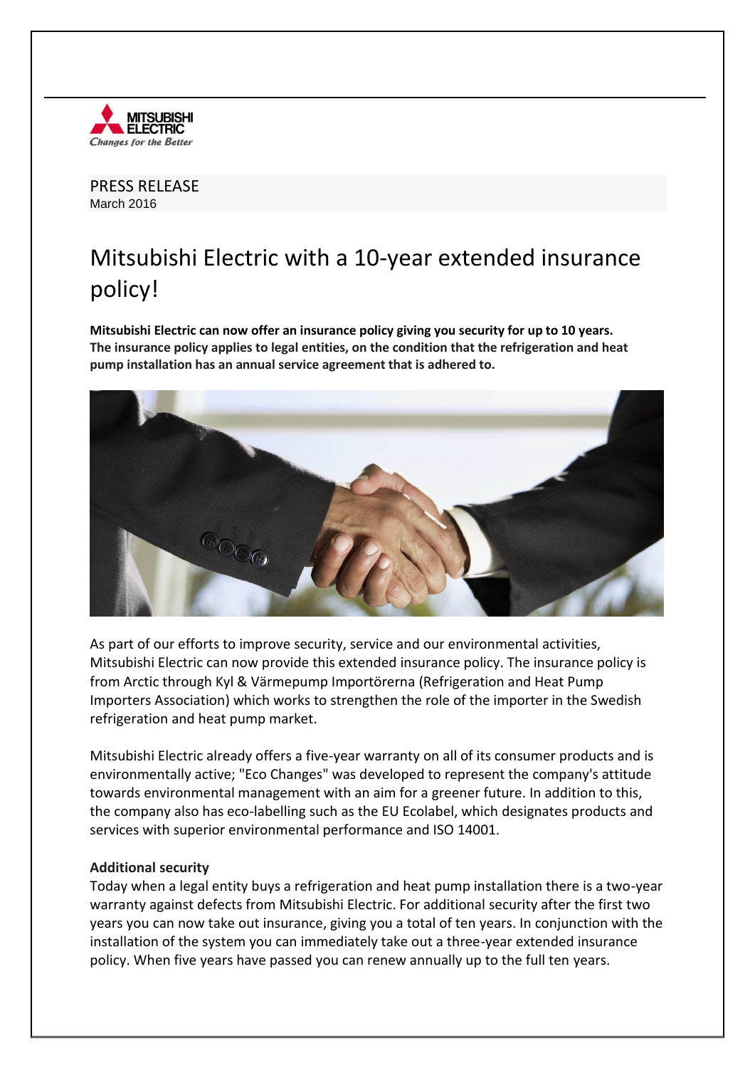PRESS RELEASE
March 2016

# Mitsubishi Electric with a 10-year extended insurance policy!

**Mitsubishi Electric can now offer an insurance policy giving you security for up to 10 years. The insurance policy applies to legal entities, on the condition that the refrigeration and heat pump installation has an annual service agreement that is adhered to.**

As part of our efforts to improve security, service and our environmental activities, Mitsubishi Electric can now provide this extended insurance policy. The insurance policy is from Arctic through Kyl & Värmepump Importörerna (Refrigeration and Heat Pump Importers Association) which works to strengthen the role of the importer in the Swedish refrigeration and heat pump market.

Mitsubishi Electric already offers a five-year warranty on all of its consumer products and is environmentally active; "Eco Changes" was developed to represent the company's attitude towards environmental management with an aim for a greener future. In addition to this, the company also has eco-labelling such as the EU Ecolabel, which designates products and services with superior environmental performance and ISO 14001.

**Additional security**

Today when a legal entity buys a refrigeration and heat pump installation there is a two-year warranty against defects from Mitsubishi Electric. For additional security after the first two years you can now take out insurance, giving you a total of ten years. In conjunction with the installation of the system you can immediately take out a three-year extended insurance policy. When five years have passed you can renew annually up to the full ten years.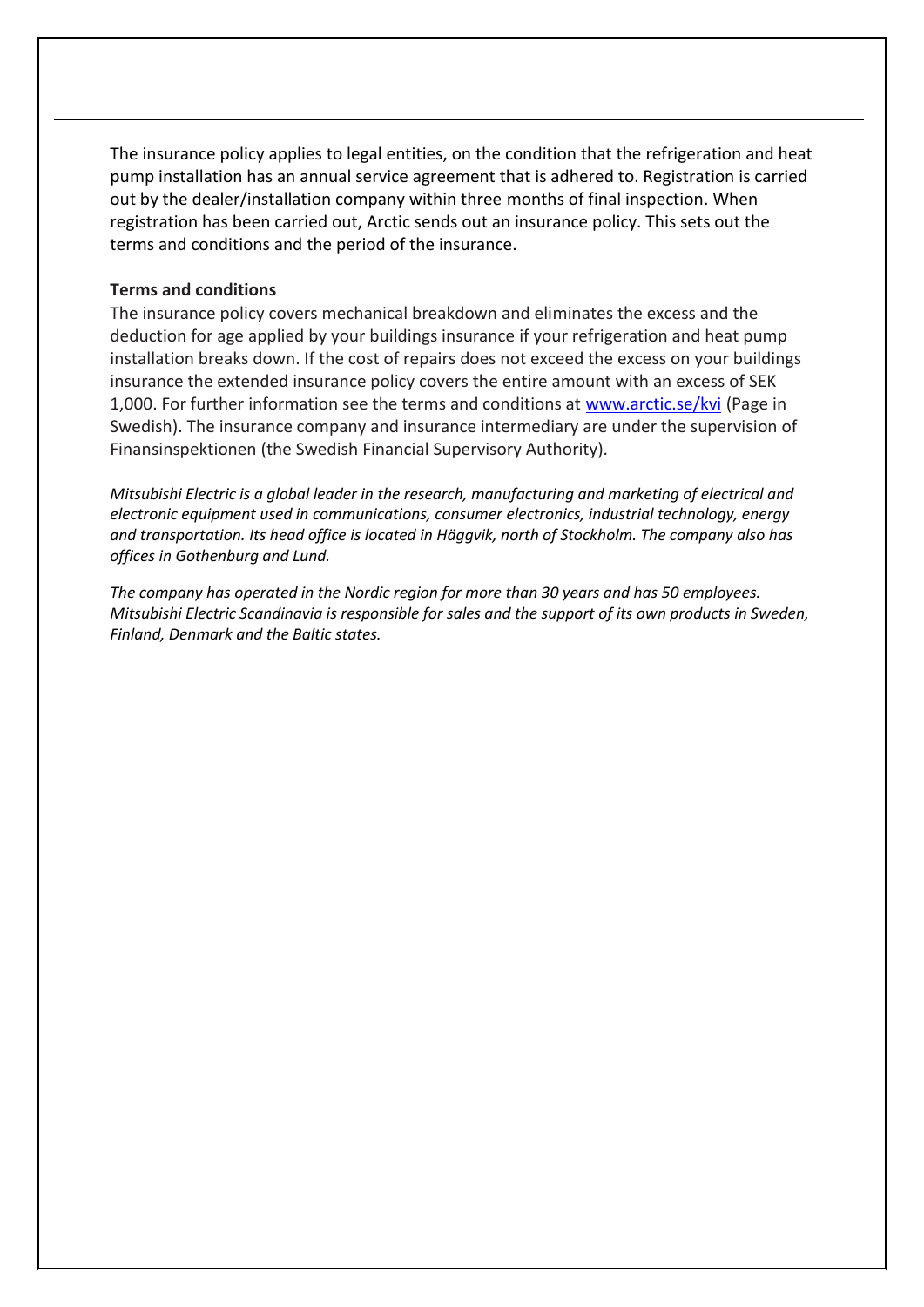The insurance policy applies to legal entities, on the condition that the refrigeration and heat pump installation has an annual service agreement that is adhered to. Registration is carried out by the dealer/installation company within three months of final inspection. When registration has been carried out, Arctic sends out an insurance policy. This sets out the terms and conditions and the period of the insurance.

**Terms and conditions**

The insurance policy covers mechanical breakdown and eliminates the excess and the deduction for age applied by your buildings insurance if your refrigeration and heat pump installation breaks down. If the cost of repairs does not exceed the excess on your buildings insurance the extended insurance policy covers the entire amount with an excess of SEK 1,000. For further information see the terms and conditions at [www.arctic.se/kvi](www.arctic.se/kvi) (Page in Swedish). The insurance company and insurance intermediary are under the supervision of Finansinspektionen (the Swedish Financial Supervisory Authority).

*Mitsubishi Electric is a global leader in the research, manufacturing and marketing of electrical and electronic equipment used in communications, consumer electronics, industrial technology, energy and transportation. Its head office is located in Häggvik, north of Stockholm. The company also has offices in Gothenburg and Lund.*

*The company has operated in the Nordic region for more than 30 years and has 50 employees. Mitsubishi Electric Scandinavia is responsible for sales and the support of its own products in Sweden, Finland, Denmark and the Baltic states.*